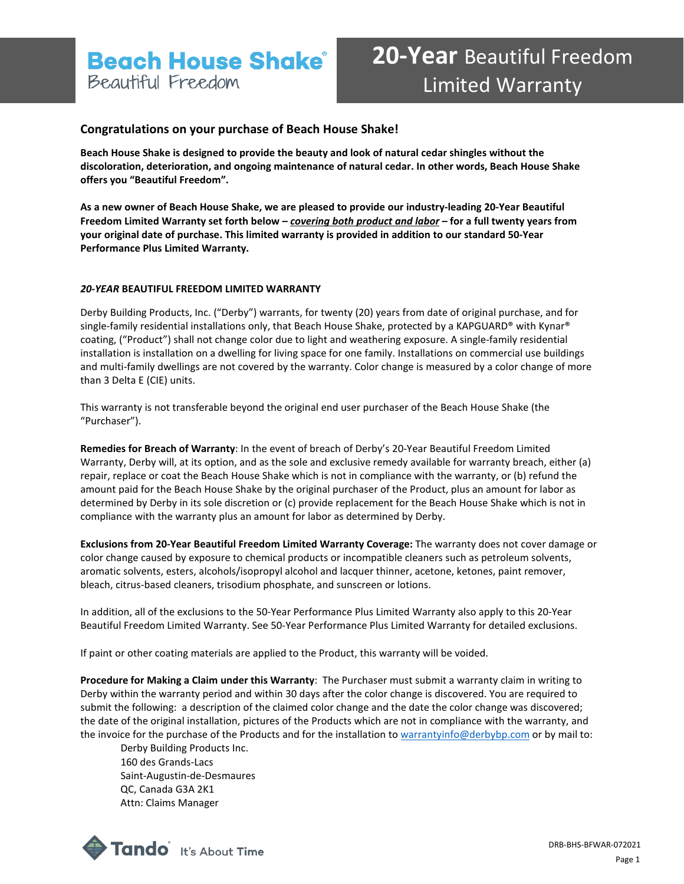# Beach House Shake®
Beautiful Freedom

# 20-Year Beautiful Freedom Limited Warranty

## Congratulations on your purchase of Beach House Shake!

**Beach House Shake is designed to provide the beauty and look of natural cedar shingles without the discoloration, deterioration, and ongoing maintenance of natural cedar. In other words, Beach House Shake offers you "Beautiful Freedom".**

**As a new owner of Beach House Shake, we are pleased to provide our industry-leading 20-Year Beautiful Freedom Limited Warranty set forth below – *covering both product and labor* – for a full twenty years from your original date of purchase. This limited warranty is provided in addition to our standard 50-Year Performance Plus Limited Warranty.**

### *20-YEAR* BEAUTIFUL FREEDOM LIMITED WARRANTY

Derby Building Products, Inc. ("Derby") warrants, for twenty (20) years from date of original purchase, and for single-family residential installations only, that Beach House Shake, protected by a KAPGUARD® with Kynar® coating, ("Product") shall not change color due to light and weathering exposure. A single-family residential installation is installation on a dwelling for living space for one family. Installations on commercial use buildings and multi-family dwellings are not covered by the warranty. Color change is measured by a color change of more than 3 Delta E (CIE) units.

This warranty is not transferable beyond the original end user purchaser of the Beach House Shake (the "Purchaser").

**Remedies for Breach of Warranty**: In the event of breach of Derby's 20-Year Beautiful Freedom Limited Warranty, Derby will, at its option, and as the sole and exclusive remedy available for warranty breach, either (a) repair, replace or coat the Beach House Shake which is not in compliance with the warranty, or (b) refund the amount paid for the Beach House Shake by the original purchaser of the Product, plus an amount for labor as determined by Derby in its sole discretion or (c) provide replacement for the Beach House Shake which is not in compliance with the warranty plus an amount for labor as determined by Derby.

**Exclusions from 20-Year Beautiful Freedom Limited Warranty Coverage:** The warranty does not cover damage or color change caused by exposure to chemical products or incompatible cleaners such as petroleum solvents, aromatic solvents, esters, alcohols/isopropyl alcohol and lacquer thinner, acetone, ketones, paint remover, bleach, citrus-based cleaners, trisodium phosphate, and sunscreen or lotions.

In addition, all of the exclusions to the 50-Year Performance Plus Limited Warranty also apply to this 20-Year Beautiful Freedom Limited Warranty. See 50-Year Performance Plus Limited Warranty for detailed exclusions.

If paint or other coating materials are applied to the Product, this warranty will be voided.

**Procedure for Making a Claim under this Warranty**: The Purchaser must submit a warranty claim in writing to Derby within the warranty period and within 30 days after the color change is discovered. You are required to submit the following: a description of the claimed color change and the date the color change was discovered; the date of the original installation, pictures of the Products which are not in compliance with the warranty, and the invoice for the purchase of the Products and for the installation to warrantyinfo@derbybp.com or by mail to:

Derby Building Products Inc.
160 des Grands-Lacs
Saint-Augustin-de-Desmaures
QC, Canada G3A 2K1
Attn: Claims Manager

Tando® It's About Time

DRB-BHS-BFWAR-072021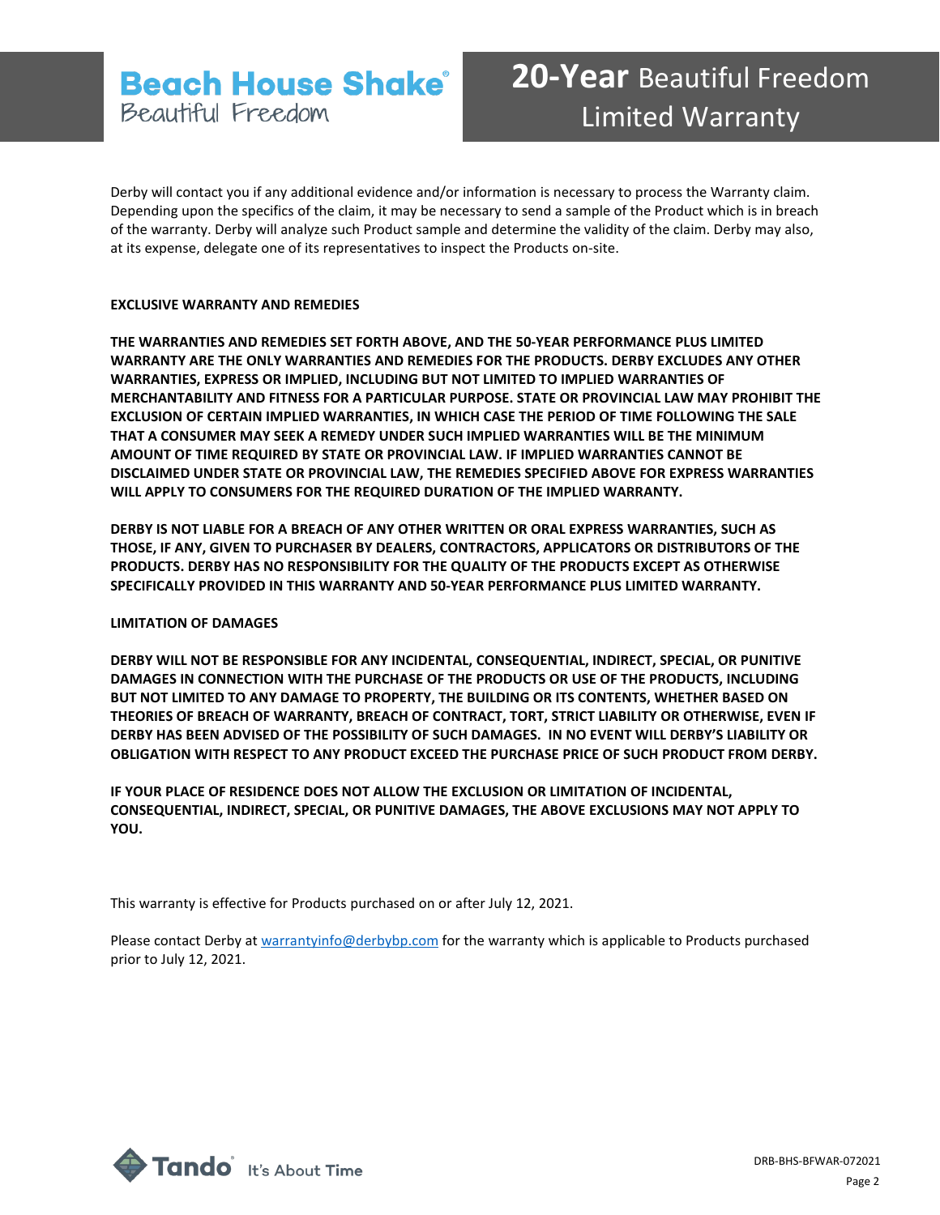Derby will contact you if any additional evidence and/or information is necessary to process the Warranty claim. Depending upon the specifics of the claim, it may be necessary to send a sample of the Product which is in breach of the warranty. Derby will analyze such Product sample and determine the validity of the claim. Derby may also, at its expense, delegate one of its representatives to inspect the Products on-site.

**EXCLUSIVE WARRANTY AND REMEDIES**

**THE WARRANTIES AND REMEDIES SET FORTH ABOVE, AND THE 50-YEAR PERFORMANCE PLUS LIMITED WARRANTY ARE THE ONLY WARRANTIES AND REMEDIES FOR THE PRODUCTS. DERBY EXCLUDES ANY OTHER WARRANTIES, EXPRESS OR IMPLIED, INCLUDING BUT NOT LIMITED TO IMPLIED WARRANTIES OF MERCHANTABILITY AND FITNESS FOR A PARTICULAR PURPOSE. STATE OR PROVINCIAL LAW MAY PROHIBIT THE EXCLUSION OF CERTAIN IMPLIED WARRANTIES, IN WHICH CASE THE PERIOD OF TIME FOLLOWING THE SALE THAT A CONSUMER MAY SEEK A REMEDY UNDER SUCH IMPLIED WARRANTIES WILL BE THE MINIMUM AMOUNT OF TIME REQUIRED BY STATE OR PROVINCIAL LAW. IF IMPLIED WARRANTIES CANNOT BE DISCLAIMED UNDER STATE OR PROVINCIAL LAW, THE REMEDIES SPECIFIED ABOVE FOR EXPRESS WARRANTIES WILL APPLY TO CONSUMERS FOR THE REQUIRED DURATION OF THE IMPLIED WARRANTY.**

**DERBY IS NOT LIABLE FOR A BREACH OF ANY OTHER WRITTEN OR ORAL EXPRESS WARRANTIES, SUCH AS THOSE, IF ANY, GIVEN TO PURCHASER BY DEALERS, CONTRACTORS, APPLICATORS OR DISTRIBUTORS OF THE PRODUCTS. DERBY HAS NO RESPONSIBILITY FOR THE QUALITY OF THE PRODUCTS EXCEPT AS OTHERWISE SPECIFICALLY PROVIDED IN THIS WARRANTY AND 50-YEAR PERFORMANCE PLUS LIMITED WARRANTY.**

**LIMITATION OF DAMAGES**

**DERBY WILL NOT BE RESPONSIBLE FOR ANY INCIDENTAL, CONSEQUENTIAL, INDIRECT, SPECIAL, OR PUNITIVE DAMAGES IN CONNECTION WITH THE PURCHASE OF THE PRODUCTS OR USE OF THE PRODUCTS, INCLUDING BUT NOT LIMITED TO ANY DAMAGE TO PROPERTY, THE BUILDING OR ITS CONTENTS, WHETHER BASED ON THEORIES OF BREACH OF WARRANTY, BREACH OF CONTRACT, TORT, STRICT LIABILITY OR OTHERWISE, EVEN IF DERBY HAS BEEN ADVISED OF THE POSSIBILITY OF SUCH DAMAGES. IN NO EVENT WILL DERBY'S LIABILITY OR OBLIGATION WITH RESPECT TO ANY PRODUCT EXCEED THE PURCHASE PRICE OF SUCH PRODUCT FROM DERBY.**

**IF YOUR PLACE OF RESIDENCE DOES NOT ALLOW THE EXCLUSION OR LIMITATION OF INCIDENTAL, CONSEQUENTIAL, INDIRECT, SPECIAL, OR PUNITIVE DAMAGES, THE ABOVE EXCLUSIONS MAY NOT APPLY TO YOU.**

This warranty is effective for Products purchased on or after July 12, 2021.

Please contact Derby at warrantyinfo@derbybp.com for the warranty which is applicable to Products purchased prior to July 12, 2021.